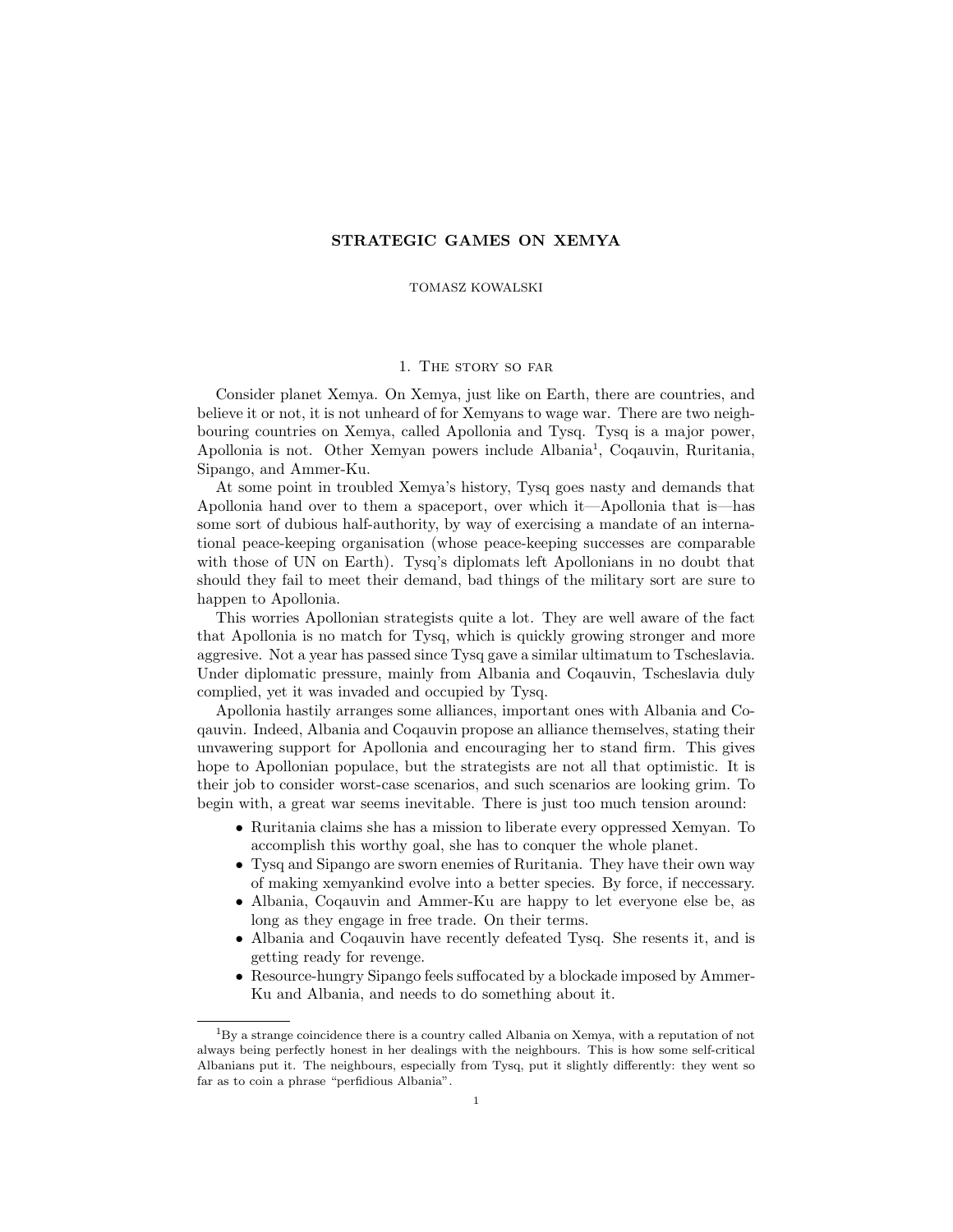# STRATEGIC GAMES ON XEMYA

TOMASZ KOWALSKI

## 1. The story so far

Consider planet Xemya. On Xemya, just like on Earth, there are countries, and believe it or not, it is not unheard of for Xemyans to wage war. There are two neighbouring countries on Xemya, called Apollonia and Tysq. Tysq is a major power, Apollonia is not. Other Xemyan powers include Albania[1], Coqauvin, Ruritania, Sipango, and Ammer-Ku.

At some point in troubled Xemya's history, Tysq goes nasty and demands that Apollonia hand over to them a spaceport, over which it—Apollonia that is—has some sort of dubious half-authority, by way of exercising a mandate of an international peace-keeping organisation (whose peace-keeping successes are comparable with those of UN on Earth). Tysq's diplomats left Apollonians in no doubt that should they fail to meet their demand, bad things of the military sort are sure to happen to Apollonia.

This worries Apollonian strategists quite a lot. They are well aware of the fact that Apollonia is no match for Tysq, which is quickly growing stronger and more aggresive. Not a year has passed since Tysq gave a similar ultimatum to Tscheslavia. Under diplomatic pressure, mainly from Albania and Coqauvin, Tscheslavia duly complied, yet it was invaded and occupied by Tysq.

Apollonia hastily arranges some alliances, important ones with Albania and Coqauvin. Indeed, Albania and Coqauvin propose an alliance themselves, stating their unvawering support for Apollonia and encouraging her to stand firm. This gives hope to Apollonian populace, but the strategists are not all that optimistic. It is their job to consider worst-case scenarios, and such scenarios are looking grim. To begin with, a great war seems inevitable. There is just too much tension around:

- Ruritania claims she has a mission to liberate every oppressed Xemyan. To accomplish this worthy goal, she has to conquer the whole planet.
- Tysq and Sipango are sworn enemies of Ruritania. They have their own way of making xemyankind evolve into a better species. By force, if neccessary.
- Albania, Coqauvin and Ammer-Ku are happy to let everyone else be, as long as they engage in free trade. On their terms.
- Albania and Coqauvin have recently defeated Tysq. She resents it, and is getting ready for revenge.
- Resource-hungry Sipango feels suffocated by a blockade imposed by Ammer-Ku and Albania, and needs to do something about it.

---

[1] By a strange coincidence there is a country called Albania on Xemya, with a reputation of not always being perfectly honest in her dealings with the neighbours. This is how some self-critical Albanians put it. The neighbours, especially from Tysq, put it slightly differently: they went so far as to coin a phrase "perfidious Albania".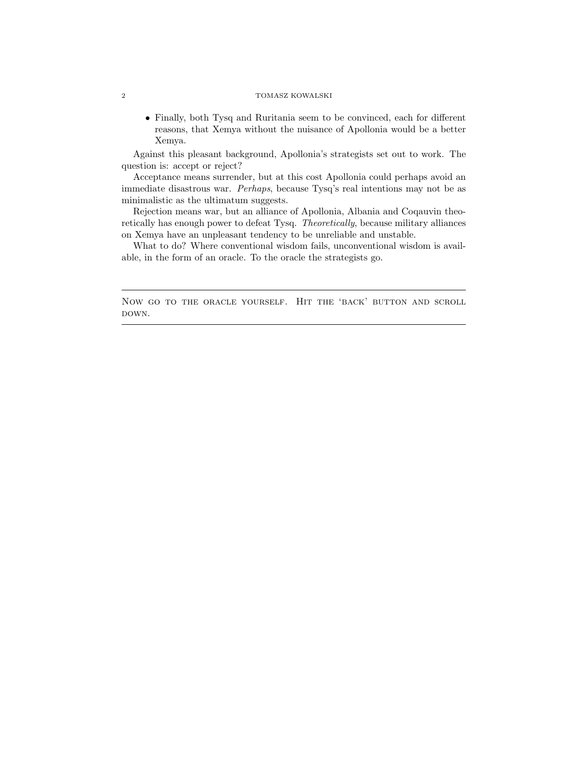- Finally, both Tysq and Ruritania seem to be convinced, each for different reasons, that Xemya without the nuisance of Apollonia would be a better Xemya.

Against this pleasant background, Apollonia's strategists set out to work. The question is: accept or reject?

Acceptance means surrender, but at this cost Apollonia could perhaps avoid an immediate disastrous war. *Perhaps*, because Tysq's real intentions may not be as minimalistic as the ultimatum suggests.

Rejection means war, but an alliance of Apollonia, Albania and Coqauvin theoretically has enough power to defeat Tysq. *Theoretically*, because military alliances on Xemya have an unpleasant tendency to be unreliable and unstable.

What to do? Where conventional wisdom fails, unconventional wisdom is available, in the form of an oracle. To the oracle the strategists go.

---

Now go to the oracle yourself. Hit the 'back' button and scroll down.

---